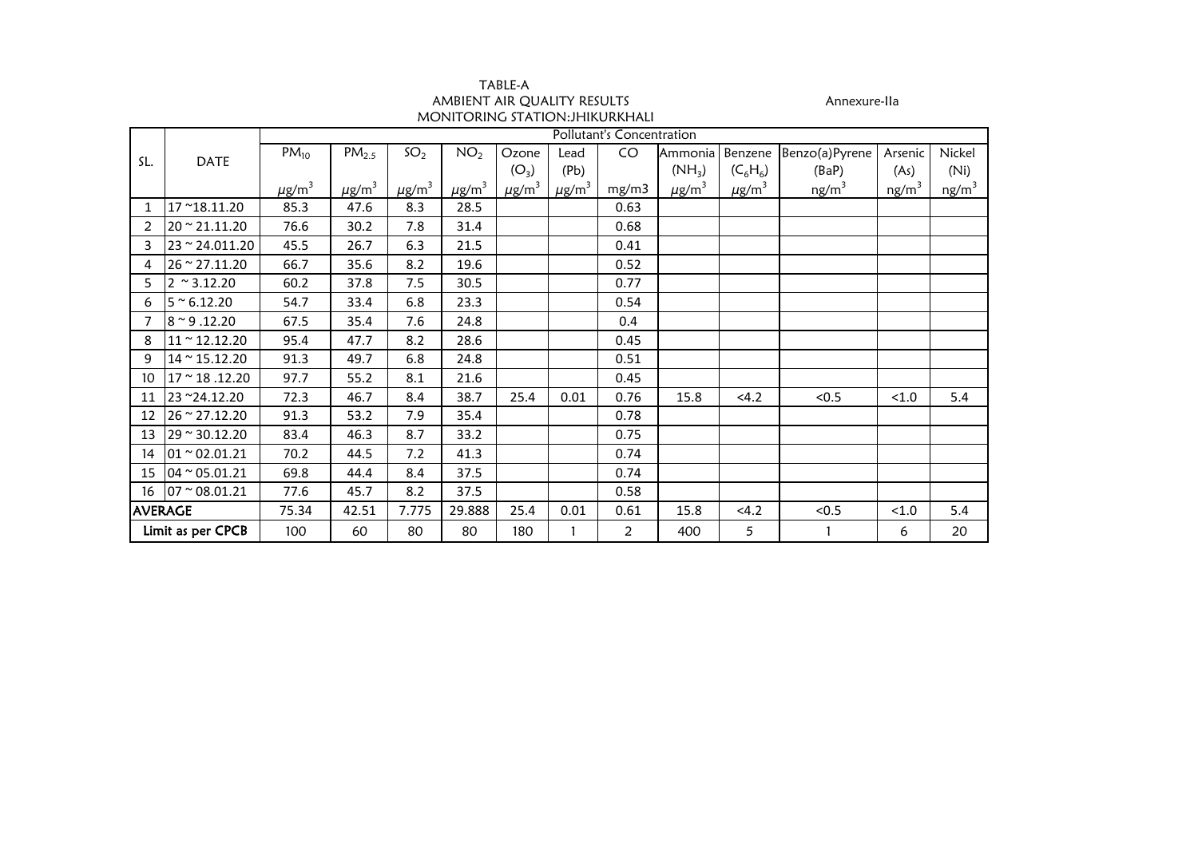TABLE-A

AMBIENT AIR QUALITY RESULTS

MONITORING STATION:JHIKURKHALI

Annexure-IIa

| SL. | DATE | Pollutant's Concentration | | | | | | | | | | | |
|---|---|---|---|---|---|---|---|---|---|---|---|---|---|
| | | $PM_{10}$ | $PM_{2.5}$ | $SO_2$ | $NO_2$ | Ozone ($O_3$) | Lead (Pb) | CO | Ammonia ($NH_3$) | Benzene ($C_6H_6$) | Benzo(a)Pyrene (BaP) | Arsenic (As) | Nickel (Ni) |
| | | $\mu g/m^3$ | $\mu g/m^3$ | $\mu g/m^3$ | $\mu g/m^3$ | $\mu g/m^3$ | $\mu g/m^3$ | mg/m3 | $\mu g/m^3$ | $\mu g/m^3$ | $ng/m^3$ | $ng/m^3$ | $ng/m^3$ |
| 1 | 17 ~18.11.20 | 85.3 | 47.6 | 8.3 | 28.5 | | | 0.63 | | | | | |
| 2 | 20 ~ 21.11.20 | 76.6 | 30.2 | 7.8 | 31.4 | | | 0.68 | | | | | |
| 3 | 23 ~ 24.011.20 | 45.5 | 26.7 | 6.3 | 21.5 | | | 0.41 | | | | | |
| 4 | 26 ~ 27.11.20 | 66.7 | 35.6 | 8.2 | 19.6 | | | 0.52 | | | | | |
| 5 | 2 ~ 3.12.20 | 60.2 | 37.8 | 7.5 | 30.5 | | | 0.77 | | | | | |
| 6 | 5 ~ 6.12.20 | 54.7 | 33.4 | 6.8 | 23.3 | | | 0.54 | | | | | |
| 7 | 8 ~ 9 .12.20 | 67.5 | 35.4 | 7.6 | 24.8 | | | 0.4 | | | | | |
| 8 | 11 ~ 12.12.20 | 95.4 | 47.7 | 8.2 | 28.6 | | | 0.45 | | | | | |
| 9 | 14 ~ 15.12.20 | 91.3 | 49.7 | 6.8 | 24.8 | | | 0.51 | | | | | |
| 10 | 17 ~ 18 .12.20 | 97.7 | 55.2 | 8.1 | 21.6 | | | 0.45 | | | | | |
| 11 | 23 ~24.12.20 | 72.3 | 46.7 | 8.4 | 38.7 | 25.4 | 0.01 | 0.76 | 15.8 | <4.2 | <0.5 | <1.0 | 5.4 |
| 12 | 26 ~ 27.12.20 | 91.3 | 53.2 | 7.9 | 35.4 | | | 0.78 | | | | | |
| 13 | 29 ~ 30.12.20 | 83.4 | 46.3 | 8.7 | 33.2 | | | 0.75 | | | | | |
| 14 | 01 ~ 02.01.21 | 70.2 | 44.5 | 7.2 | 41.3 | | | 0.74 | | | | | |
| 15 | 04 ~ 05.01.21 | 69.8 | 44.4 | 8.4 | 37.5 | | | 0.74 | | | | | |
| 16 | 07 ~ 08.01.21 | 77.6 | 45.7 | 8.2 | 37.5 | | | 0.58 | | | | | |
| AVERAGE | | 75.34 | 42.51 | 7.775 | 29.888 | 25.4 | 0.01 | 0.61 | 15.8 | <4.2 | <0.5 | <1.0 | 5.4 |
| Limit as per CPCB | | 100 | 60 | 80 | 80 | 180 | 1 | 2 | 400 | 5 | 1 | 6 | 20 |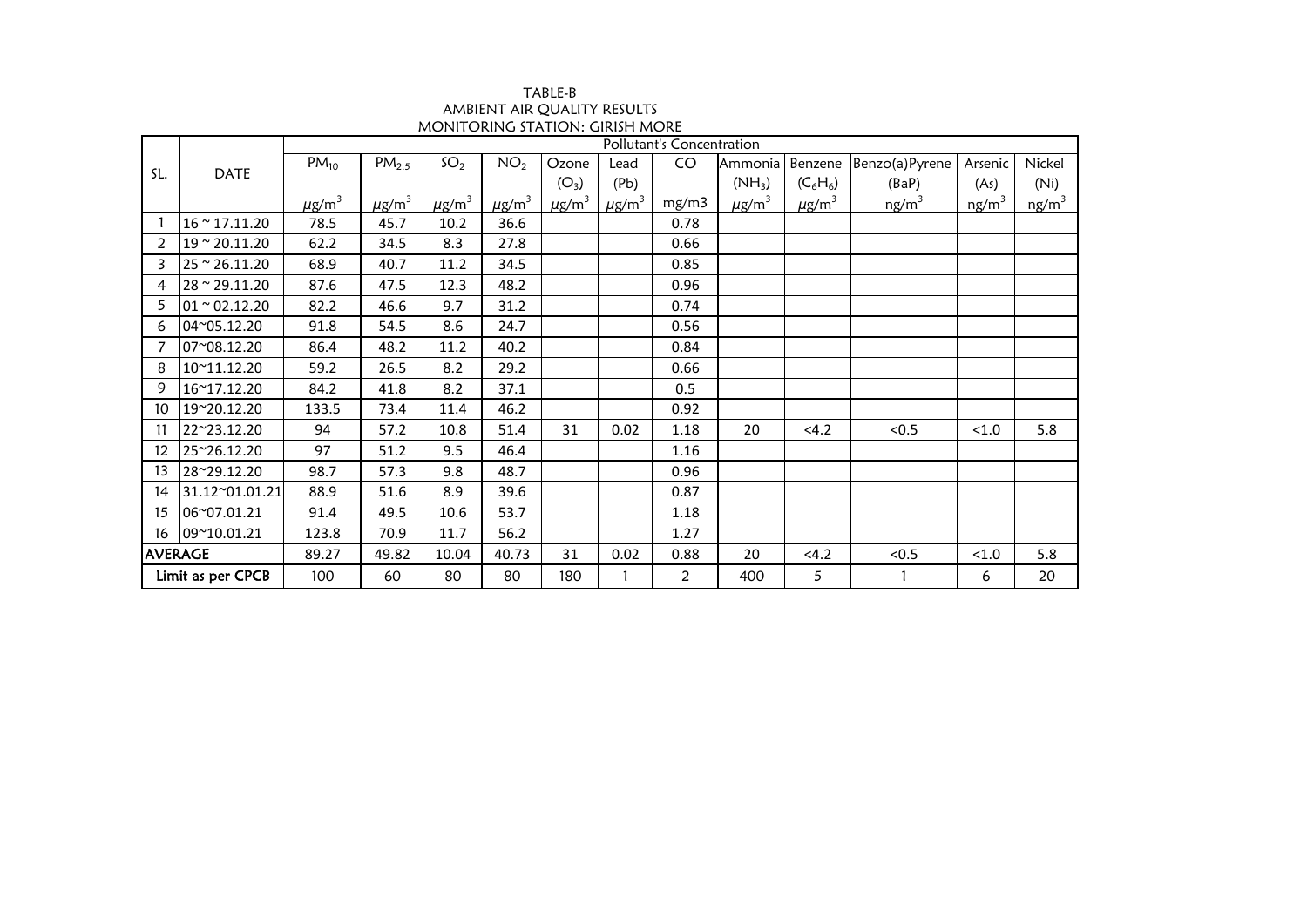TABLE-B
AMBIENT AIR QUALITY RESULTS
MONITORING STATION: GIRISH MORE

| SL. | DATE | Pollutant's Concentration | | | | | | | | | | | |
|---|---|---|---|---|---|---|---|---|---|---|---|---|---|
| | | $PM_{10}$ | $PM_{2.5}$ | $SO_2$ | $NO_2$ | Ozone ($O_3$) | Lead (Pb) | CO | Ammonia ($NH_3$) | Benzene ($C_6H_6$) | Benzo(a)Pyrene (BaP) | Arsenic (As) | Nickel (Ni) |
| | | $\mu g/m^3$ | $\mu g/m^3$ | $\mu g/m^3$ | $\mu g/m^3$ | $\mu g/m^3$ | $\mu g/m^3$ | mg/m3 | $\mu g/m^3$ | $\mu g/m^3$ | $ng/m^3$ | $ng/m^3$ | $ng/m^3$ |
| 1 | 16 ~ 17.11.20 | 78.5 | 45.7 | 10.2 | 36.6 | | | 0.78 | | | | | |
| 2 | 19 ~ 20.11.20 | 62.2 | 34.5 | 8.3 | 27.8 | | | 0.66 | | | | | |
| 3 | 25 ~ 26.11.20 | 68.9 | 40.7 | 11.2 | 34.5 | | | 0.85 | | | | | |
| 4 | 28 ~ 29.11.20 | 87.6 | 47.5 | 12.3 | 48.2 | | | 0.96 | | | | | |
| 5 | 01 ~ 02.12.20 | 82.2 | 46.6 | 9.7 | 31.2 | | | 0.74 | | | | | |
| 6 | 04~05.12.20 | 91.8 | 54.5 | 8.6 | 24.7 | | | 0.56 | | | | | |
| 7 | 07~08.12.20 | 86.4 | 48.2 | 11.2 | 40.2 | | | 0.84 | | | | | |
| 8 | 10~11.12.20 | 59.2 | 26.5 | 8.2 | 29.2 | | | 0.66 | | | | | |
| 9 | 16~17.12.20 | 84.2 | 41.8 | 8.2 | 37.1 | | | 0.5 | | | | | |
| 10 | 19~20.12.20 | 133.5 | 73.4 | 11.4 | 46.2 | | | 0.92 | | | | | |
| 11 | 22~23.12.20 | 94 | 57.2 | 10.8 | 51.4 | 31 | 0.02 | 1.18 | 20 | <4.2 | <0.5 | <1.0 | 5.8 |
| 12 | 25~26.12.20 | 97 | 51.2 | 9.5 | 46.4 | | | 1.16 | | | | | |
| 13 | 28~29.12.20 | 98.7 | 57.3 | 9.8 | 48.7 | | | 0.96 | | | | | |
| 14 | 31.12~01.01.21 | 88.9 | 51.6 | 8.9 | 39.6 | | | 0.87 | | | | | |
| 15 | 06~07.01.21 | 91.4 | 49.5 | 10.6 | 53.7 | | | 1.18 | | | | | |
| 16 | 09~10.01.21 | 123.8 | 70.9 | 11.7 | 56.2 | | | 1.27 | | | | | |
| AVERAGE | | 89.27 | 49.82 | 10.04 | 40.73 | 31 | 0.02 | 0.88 | 20 | <4.2 | <0.5 | <1.0 | 5.8 |
| Limit as per CPCB | | 100 | 60 | 80 | 80 | 180 | 1 | 2 | 400 | 5 | 1 | 6 | 20 |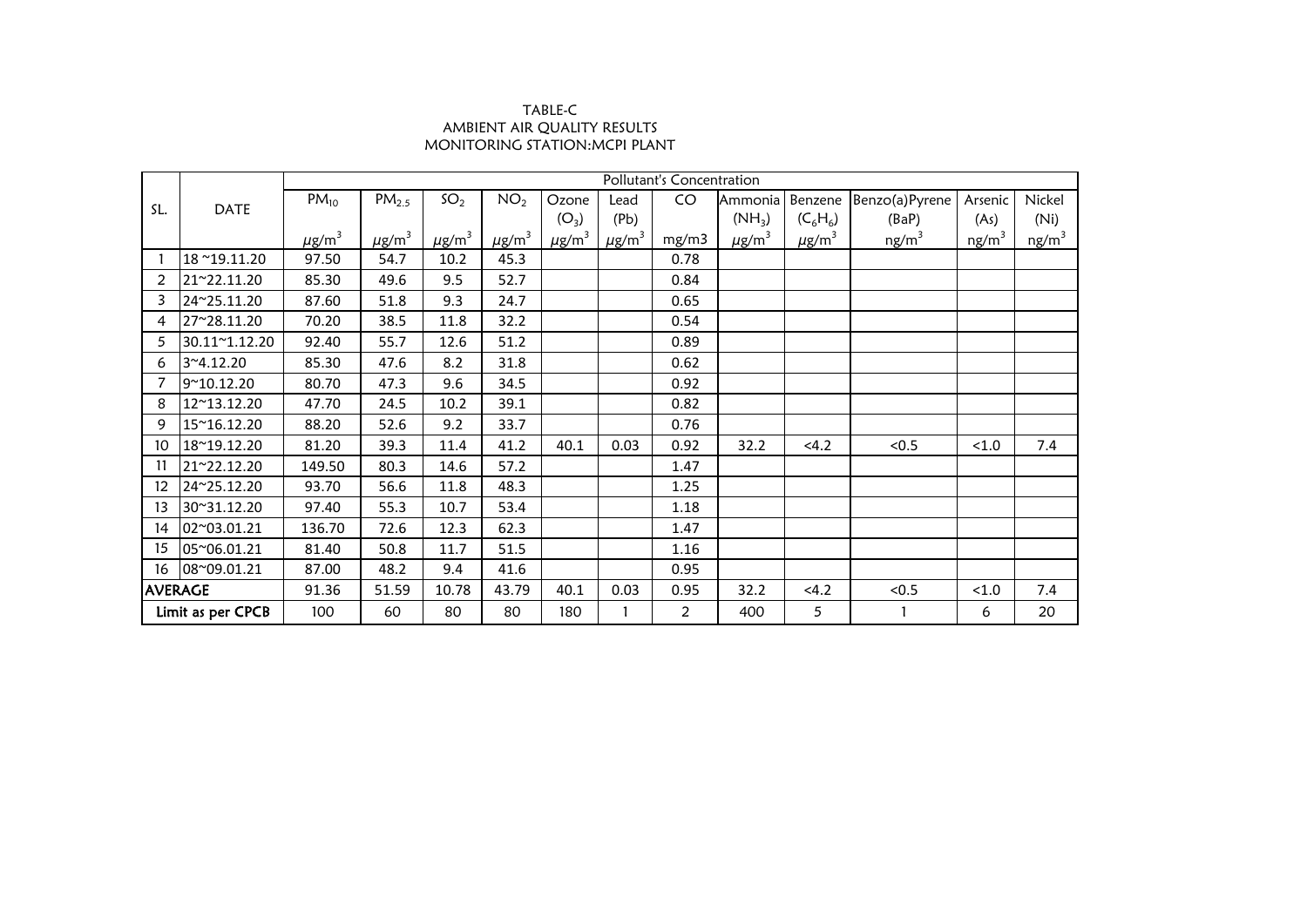TABLE-C

AMBIENT AIR QUALITY RESULTS

MONITORING STATION:MCPI PLANT

| SL. | DATE | Pollutant's Concentration | | | | | | | | | | | |
|---|---|---|---|---|---|---|---|---|---|---|---|---|---|
| | | $PM_{10}$ | $PM_{2.5}$ | $SO_2$ | $NO_2$ | Ozone ($O_3$) | Lead (Pb) | CO | Ammonia ($NH_3$) | Benzene ($C_6H_6$) | Benzo(a)Pyrene (BaP) | Arsenic (As) | Nickel (Ni) |
| | | $\mu g/m^3$ | $\mu g/m^3$ | $\mu g/m^3$ | $\mu g/m^3$ | $\mu g/m^3$ | $\mu g/m^3$ | mg/m3 | $\mu g/m^3$ | $\mu g/m^3$ | $ng/m^3$ | $ng/m^3$ | $ng/m^3$ |
| 1 | 18 ~19.11.20 | 97.50 | 54.7 | 10.2 | 45.3 | | | 0.78 | | | | | |
| 2 | 21~22.11.20 | 85.30 | 49.6 | 9.5 | 52.7 | | | 0.84 | | | | | |
| 3 | 24~25.11.20 | 87.60 | 51.8 | 9.3 | 24.7 | | | 0.65 | | | | | |
| 4 | 27~28.11.20 | 70.20 | 38.5 | 11.8 | 32.2 | | | 0.54 | | | | | |
| 5 | 30.11~1.12.20 | 92.40 | 55.7 | 12.6 | 51.2 | | | 0.89 | | | | | |
| 6 | 3~4.12.20 | 85.30 | 47.6 | 8.2 | 31.8 | | | 0.62 | | | | | |
| 7 | 9~10.12.20 | 80.70 | 47.3 | 9.6 | 34.5 | | | 0.92 | | | | | |
| 8 | 12~13.12.20 | 47.70 | 24.5 | 10.2 | 39.1 | | | 0.82 | | | | | |
| 9 | 15~16.12.20 | 88.20 | 52.6 | 9.2 | 33.7 | | | 0.76 | | | | | |
| 10 | 18~19.12.20 | 81.20 | 39.3 | 11.4 | 41.2 | 40.1 | 0.03 | 0.92 | 32.2 | <4.2 | <0.5 | <1.0 | 7.4 |
| 11 | 21~22.12.20 | 149.50 | 80.3 | 14.6 | 57.2 | | | 1.47 | | | | | |
| 12 | 24~25.12.20 | 93.70 | 56.6 | 11.8 | 48.3 | | | 1.25 | | | | | |
| 13 | 30~31.12.20 | 97.40 | 55.3 | 10.7 | 53.4 | | | 1.18 | | | | | |
| 14 | 02~03.01.21 | 136.70 | 72.6 | 12.3 | 62.3 | | | 1.47 | | | | | |
| 15 | 05~06.01.21 | 81.40 | 50.8 | 11.7 | 51.5 | | | 1.16 | | | | | |
| 16 | 08~09.01.21 | 87.00 | 48.2 | 9.4 | 41.6 | | | 0.95 | | | | | |
| AVERAGE | | 91.36 | 51.59 | 10.78 | 43.79 | 40.1 | 0.03 | 0.95 | 32.2 | <4.2 | <0.5 | <1.0 | 7.4 |
| Limit as per CPCB | | 100 | 60 | 80 | 80 | 180 | 1 | 2 | 400 | 5 | 1 | 6 | 20 |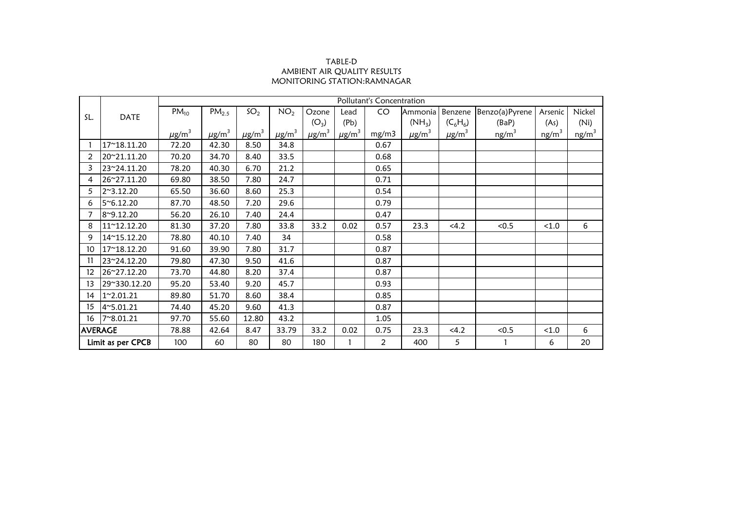TABLE-D
AMBIENT AIR QUALITY RESULTS
MONITORING STATION:RAMNAGAR

| SL. | DATE | Pollutant's Concentration | | | | | | | | | | | |
|---|---|---|---|---|---|---|---|---|---|---|---|---|---|
| | | $PM_{10}$ | $PM_{2.5}$ | $SO_2$ | $NO_2$ | Ozone ($O_3$) | Lead (Pb) | CO | Ammonia ($NH_3$) | Benzene ($C_6H_6$) | Benzo(a)Pyrene (BaP) | Arsenic (As) | Nickel (Ni) |
| | | $\mu g/m^3$ | $\mu g/m^3$ | $\mu g/m^3$ | $\mu g/m^3$ | $\mu g/m^3$ | $\mu g/m^3$ | mg/m3 | $\mu g/m^3$ | $\mu g/m^3$ | $ng/m^3$ | $ng/m^3$ | $ng/m^3$ |
| 1 | 17~18.11.20 | 72.20 | 42.30 | 8.50 | 34.8 | | | 0.67 | | | | | |
| 2 | 20~21.11.20 | 70.20 | 34.70 | 8.40 | 33.5 | | | 0.68 | | | | | |
| 3 | 23~24.11.20 | 78.20 | 40.30 | 6.70 | 21.2 | | | 0.65 | | | | | |
| 4 | 26~27.11.20 | 69.80 | 38.50 | 7.80 | 24.7 | | | 0.71 | | | | | |
| 5 | 2~3.12.20 | 65.50 | 36.60 | 8.60 | 25.3 | | | 0.54 | | | | | |
| 6 | 5~6.12.20 | 87.70 | 48.50 | 7.20 | 29.6 | | | 0.79 | | | | | |
| 7 | 8~9.12.20 | 56.20 | 26.10 | 7.40 | 24.4 | | | 0.47 | | | | | |
| 8 | 11~12.12.20 | 81.30 | 37.20 | 7.80 | 33.8 | 33.2 | 0.02 | 0.57 | 23.3 | <4.2 | <0.5 | <1.0 | 6 |
| 9 | 14~15.12.20 | 78.80 | 40.10 | 7.40 | 34 | | | 0.58 | | | | | |
| 10 | 17~18.12.20 | 91.60 | 39.90 | 7.80 | 31.7 | | | 0.87 | | | | | |
| 11 | 23~24.12.20 | 79.80 | 47.30 | 9.50 | 41.6 | | | 0.87 | | | | | |
| 12 | 26~27.12.20 | 73.70 | 44.80 | 8.20 | 37.4 | | | 0.87 | | | | | |
| 13 | 29~330.12.20 | 95.20 | 53.40 | 9.20 | 45.7 | | | 0.93 | | | | | |
| 14 | 1~2.01.21 | 89.80 | 51.70 | 8.60 | 38.4 | | | 0.85 | | | | | |
| 15 | 4~5.01.21 | 74.40 | 45.20 | 9.60 | 41.3 | | | 0.87 | | | | | |
| 16 | 7~8.01.21 | 97.70 | 55.60 | 12.80 | 43.2 | | | 1.05 | | | | | |
| AVERAGE | | 78.88 | 42.64 | 8.47 | 33.79 | 33.2 | 0.02 | 0.75 | 23.3 | <4.2 | <0.5 | <1.0 | 6 |
| Limit as per CPCB | | 100 | 60 | 80 | 80 | 180 | 1 | 2 | 400 | 5 | 1 | 6 | 20 |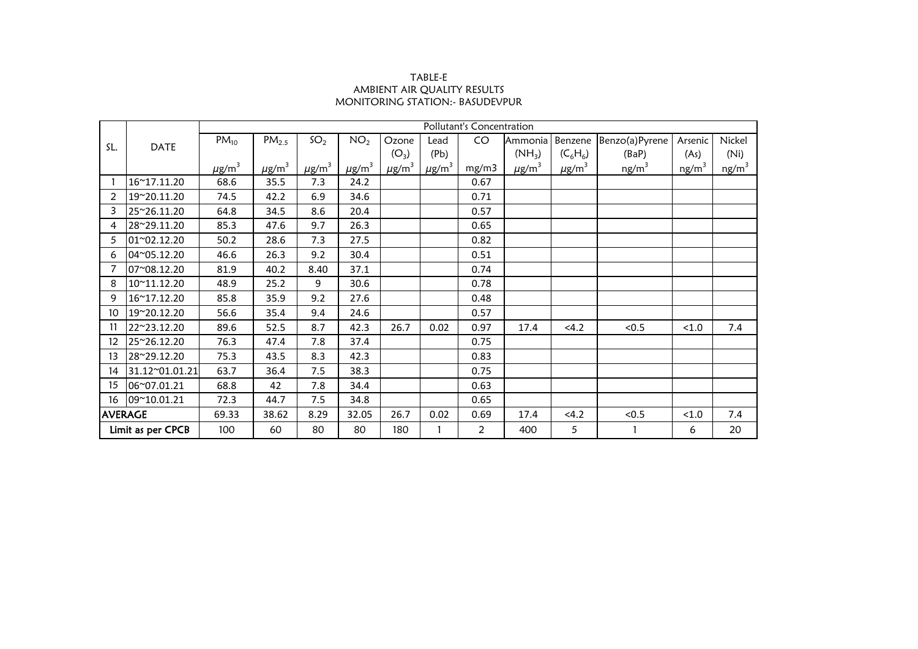TABLE-E
AMBIENT AIR QUALITY RESULTS
MONITORING STATION:- BASUDEVPUR

| SL. | DATE | Pollutant's Concentration | | | | | | | | | | | |
|---|---|---|---|---|---|---|---|---|---|---|---|---|---|
| | | $PM_{10}$ | $PM_{2.5}$ | $SO_2$ | $NO_2$ | Ozone ($O_3$) | Lead (Pb) | CO | Ammonia ($NH_3$) | Benzene ($C_6H_6$) | Benzo(a)Pyrene (BaP) | Arsenic (As) | Nickel (Ni) |
| | | $\mu g/m^3$ | $\mu g/m^3$ | $\mu g/m^3$ | $\mu g/m^3$ | $\mu g/m^3$ | $\mu g/m^3$ | mg/m3 | $\mu g/m^3$ | $\mu g/m^3$ | $ng/m^3$ | $ng/m^3$ | $ng/m^3$ |
| 1 | 16~17.11.20 | 68.6 | 35.5 | 7.3 | 24.2 | | | 0.67 | | | | | |
| 2 | 19~20.11.20 | 74.5 | 42.2 | 6.9 | 34.6 | | | 0.71 | | | | | |
| 3 | 25~26.11.20 | 64.8 | 34.5 | 8.6 | 20.4 | | | 0.57 | | | | | |
| 4 | 28~29.11.20 | 85.3 | 47.6 | 9.7 | 26.3 | | | 0.65 | | | | | |
| 5 | 01~02.12.20 | 50.2 | 28.6 | 7.3 | 27.5 | | | 0.82 | | | | | |
| 6 | 04~05.12.20 | 46.6 | 26.3 | 9.2 | 30.4 | | | 0.51 | | | | | |
| 7 | 07~08.12.20 | 81.9 | 40.2 | 8.40 | 37.1 | | | 0.74 | | | | | |
| 8 | 10~11.12.20 | 48.9 | 25.2 | 9 | 30.6 | | | 0.78 | | | | | |
| 9 | 16~17.12.20 | 85.8 | 35.9 | 9.2 | 27.6 | | | 0.48 | | | | | |
| 10 | 19~20.12.20 | 56.6 | 35.4 | 9.4 | 24.6 | | | 0.57 | | | | | |
| 11 | 22~23.12.20 | 89.6 | 52.5 | 8.7 | 42.3 | 26.7 | 0.02 | 0.97 | 17.4 | <4.2 | <0.5 | <1.0 | 7.4 |
| 12 | 25~26.12.20 | 76.3 | 47.4 | 7.8 | 37.4 | | | 0.75 | | | | | |
| 13 | 28~29.12.20 | 75.3 | 43.5 | 8.3 | 42.3 | | | 0.83 | | | | | |
| 14 | 31.12~01.01.21 | 63.7 | 36.4 | 7.5 | 38.3 | | | 0.75 | | | | | |
| 15 | 06~07.01.21 | 68.8 | 42 | 7.8 | 34.4 | | | 0.63 | | | | | |
| 16 | 09~10.01.21 | 72.3 | 44.7 | 7.5 | 34.8 | | | 0.65 | | | | | |
| AVERAGE | | 69.33 | 38.62 | 8.29 | 32.05 | 26.7 | 0.02 | 0.69 | 17.4 | <4.2 | <0.5 | <1.0 | 7.4 |
| Limit as per CPCB | | 100 | 60 | 80 | 80 | 180 | 1 | 2 | 400 | 5 | 1 | 6 | 20 |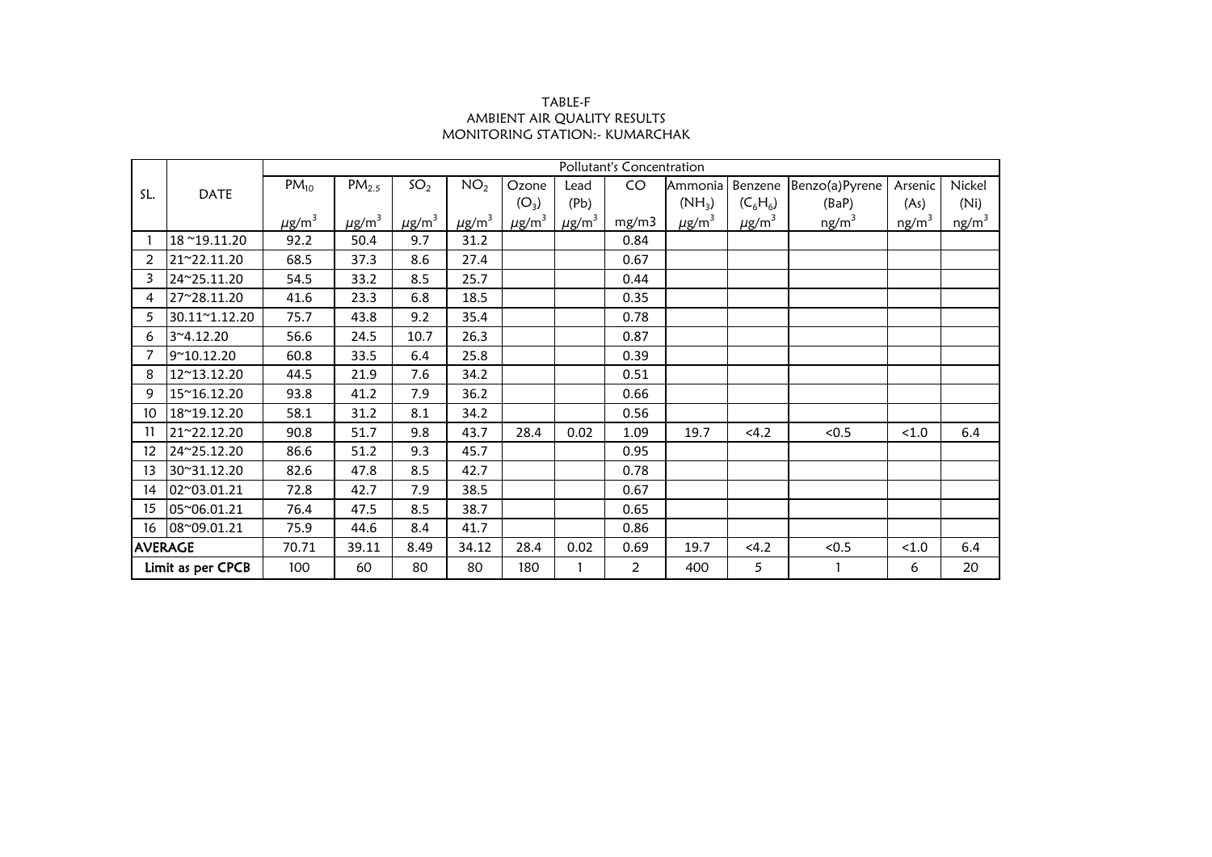TABLE-F
AMBIENT AIR QUALITY RESULTS
MONITORING STATION:- KUMARCHAK

| SL. | DATE | Pollutant's Concentration | | | | | | | | | | | |
|---|---|---|---|---|---|---|---|---|---|---|---|---|---|
| | | $PM_{10}$ | $PM_{2.5}$ | $SO_2$ | $NO_2$ | Ozone ($O_3$) | Lead (Pb) | CO | Ammonia ($NH_3$) | Benzene ($C_6H_6$) | Benzo(a)Pyrene (BaP) | Arsenic (As) | Nickel (Ni) |
| | | $\mu g/m^3$ | $\mu g/m^3$ | $\mu g/m^3$ | $\mu g/m^3$ | $\mu g/m^3$ | $\mu g/m^3$ | mg/m3 | $\mu g/m^3$ | $\mu g/m^3$ | $ng/m^3$ | $ng/m^3$ | $ng/m^3$ |
| 1 | 18~19.11.20 | 92.2 | 50.4 | 9.7 | 31.2 | | | 0.84 | | | | | |
| 2 | 21~22.11.20 | 68.5 | 37.3 | 8.6 | 27.4 | | | 0.67 | | | | | |
| 3 | 24~25.11.20 | 54.5 | 33.2 | 8.5 | 25.7 | | | 0.44 | | | | | |
| 4 | 27~28.11.20 | 41.6 | 23.3 | 6.8 | 18.5 | | | 0.35 | | | | | |
| 5 | 30.11~1.12.20 | 75.7 | 43.8 | 9.2 | 35.4 | | | 0.78 | | | | | |
| 6 | 3~4.12.20 | 56.6 | 24.5 | 10.7 | 26.3 | | | 0.87 | | | | | |
| 7 | 9~10.12.20 | 60.8 | 33.5 | 6.4 | 25.8 | | | 0.39 | | | | | |
| 8 | 12~13.12.20 | 44.5 | 21.9 | 7.6 | 34.2 | | | 0.51 | | | | | |
| 9 | 15~16.12.20 | 93.8 | 41.2 | 7.9 | 36.2 | | | 0.66 | | | | | |
| 10 | 18~19.12.20 | 58.1 | 31.2 | 8.1 | 34.2 | | | 0.56 | | | | | |
| 11 | 21~22.12.20 | 90.8 | 51.7 | 9.8 | 43.7 | 28.4 | 0.02 | 1.09 | 19.7 | <4.2 | <0.5 | <1.0 | 6.4 |
| 12 | 24~25.12.20 | 86.6 | 51.2 | 9.3 | 45.7 | | | 0.95 | | | | | |
| 13 | 30~31.12.20 | 82.6 | 47.8 | 8.5 | 42.7 | | | 0.78 | | | | | |
| 14 | 02~03.01.21 | 72.8 | 42.7 | 7.9 | 38.5 | | | 0.67 | | | | | |
| 15 | 05~06.01.21 | 76.4 | 47.5 | 8.5 | 38.7 | | | 0.65 | | | | | |
| 16 | 08~09.01.21 | 75.9 | 44.6 | 8.4 | 41.7 | | | 0.86 | | | | | |
| AVERAGE | | 70.71 | 39.11 | 8.49 | 34.12 | 28.4 | 0.02 | 0.69 | 19.7 | <4.2 | <0.5 | <1.0 | 6.4 |
| Limit as per CPCB | | 100 | 60 | 80 | 80 | 180 | 1 | 2 | 400 | 5 | 1 | 6 | 20 |